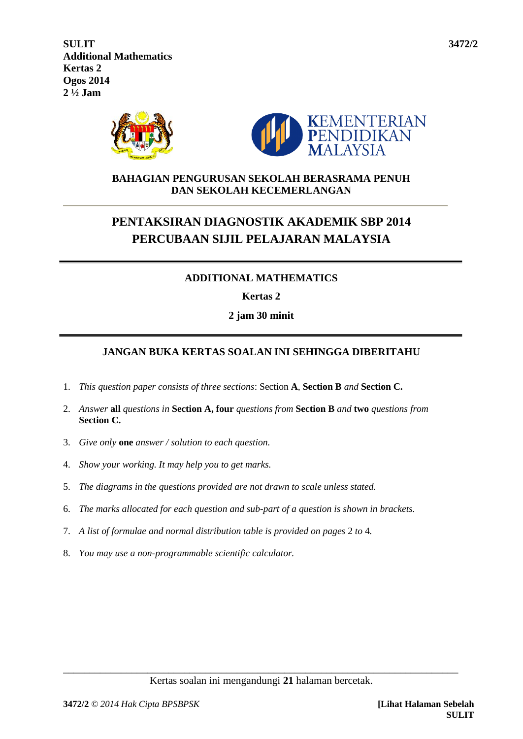**SULIT** **3472/2**

**Additional Mathematics**
**Kertas 2**
**Ogos 2014**
**2 ½ Jam**

**KEMENTERIAN PENDIDIKAN MALAYSIA**

**BAHAGIAN PENGURUSAN SEKOLAH BERASRAMA PENUH DAN SEKOLAH KECEMERLANGAN**

# PENTAKSIRAN DIAGNOSTIK AKADEMIK SBP 2014
# PERCUBAAN SIJIL PELAJARAN MALAYSIA

## ADDITIONAL MATHEMATICS

**Kertas 2**

**2 jam 30 minit**

**JANGAN BUKA KERTAS SOALAN INI SEHINGGA DIBERITAHU**

1. *This question paper consists of three sections*: Section **A**, **Section B** *and* **Section C.**
2. *Answer* **all** *questions in* **Section A, four** *questions from* **Section B** *and* **two** *questions from* **Section C.**
3. *Give only* **one** *answer / solution to each question.*
4. *Show your working. It may help you to get marks.*
5. *The diagrams in the questions provided are not drawn to scale unless stated.*
6. *The marks allocated for each question and sub-part of a question is shown in brackets.*
7. *A list of formulae and normal distribution table is provided on pages* 2 *to* 4.
8. *You may use a non-programmable scientific calculator.*

Kertas soalan ini mengandungi **21** halaman bercetak.

**3472/2** © *2014 Hak Cipta BPSBPSK* **[Lihat Halaman Sebelah**
**SULIT**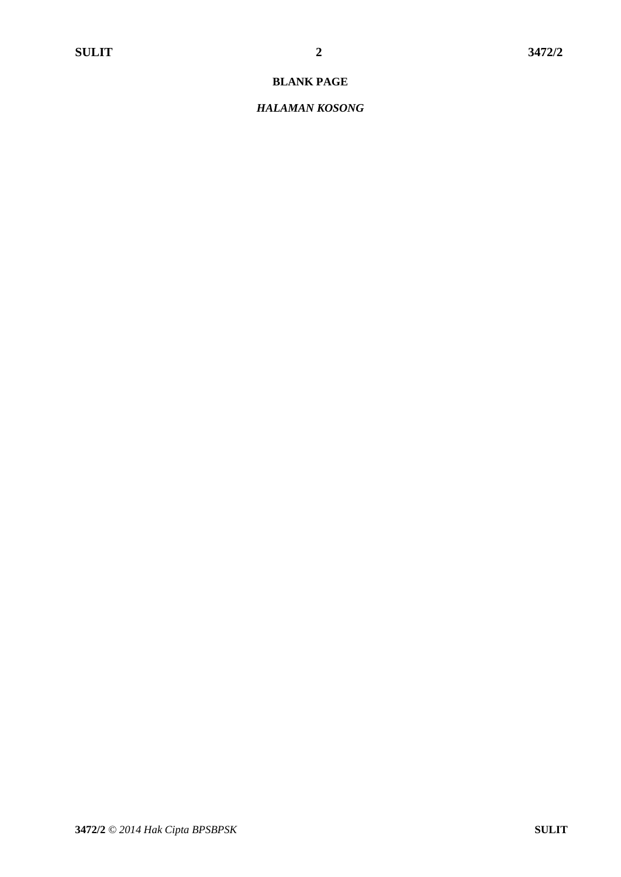**BLANK PAGE**

***HALAMAN KOSONG***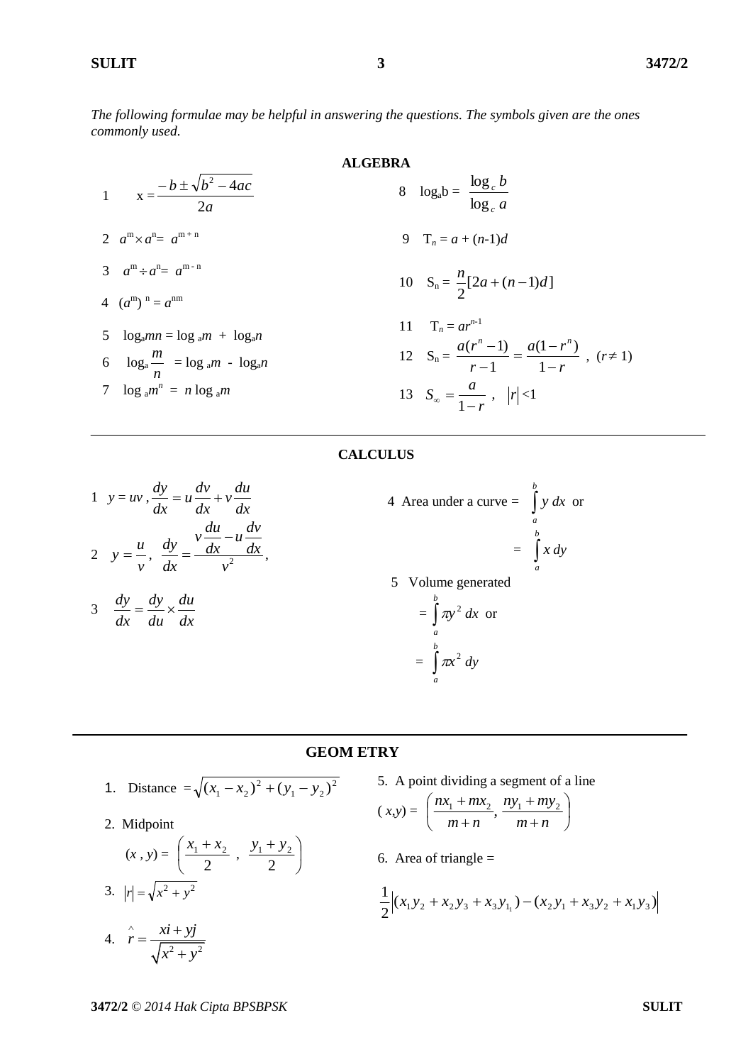*The following formulae may be helpful in answering the questions. The symbols given are the ones commonly used.*

## ALGEBRA

1. $x = \dfrac{-b \pm \sqrt{b^2 - 4ac}}{2a}$

2. $a^m \times a^n = a^{m+n}$

3. $a^m \div a^n = a^{m-n}$

4. $(a^m)^n = a^{nm}$

5. $\log_a mn = \log_a m + \log_a n$

6. $\log_a \dfrac{m}{n} = \log_a m - \log_a n$

7. $\log_a m^n = n \log_a m$

8. $\log_a b = \dfrac{\log_c b}{\log_c a}$

9. $T_n = a + (n-1)d$

10. $S_n = \dfrac{n}{2}[2a + (n-1)d]$

11. $T_n = ar^{n-1}$

12. $S_n = \dfrac{a(r^n - 1)}{r - 1} = \dfrac{a(1 - r^n)}{1 - r}$ , $(r \neq 1)$

13. $S_\infty = \dfrac{a}{1-r}$ , $|r| < 1$

## CALCULUS

1. $y = uv$ , $\dfrac{dy}{dx} = u\dfrac{dv}{dx} + v\dfrac{du}{dx}$

2. $y = \dfrac{u}{v}$, $\dfrac{dy}{dx} = \dfrac{v\dfrac{du}{dx} - u\dfrac{dv}{dx}}{v^2}$,

3. $\dfrac{dy}{dx} = \dfrac{dy}{du} \times \dfrac{du}{dx}$

4. Area under a curve $= \displaystyle\int_a^b y\,dx$ or $= \displaystyle\int_a^b x\,dy$

5. Volume generated $= \displaystyle\int_a^b \pi y^2\,dx$ or $= \displaystyle\int_a^b \pi x^2\,dy$

## GEOM ETRY

1. Distance $= \sqrt{(x_1 - x_2)^2 + (y_1 - y_2)^2}$

2. Midpoint
$(x, y) = \left( \dfrac{x_1 + x_2}{2} , \dfrac{y_1 + y_2}{2} \right)$

3. $|r| = \sqrt{x^2 + y^2}$

4. $\hat{r} = \dfrac{xi + yj}{\sqrt{x^2 + y^2}}$

5. A point dividing a segment of a line
$(x,y) = \left( \dfrac{nx_1 + mx_2}{m+n}, \dfrac{ny_1 + my_2}{m+n} \right)$

6. Area of triangle =
$\dfrac{1}{2}\left|(x_1y_2 + x_2y_3 + x_3y_{1_1}) - (x_2y_1 + x_3y_2 + x_1y_3)\right|$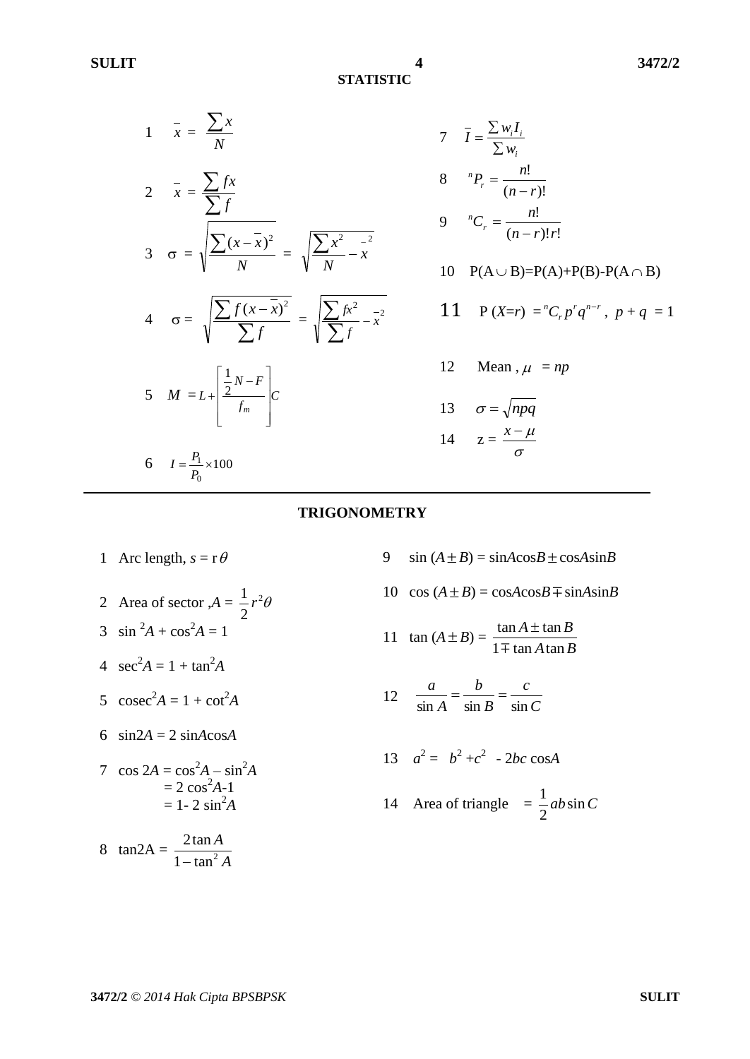## STATISTIC

1 $\bar{x} = \dfrac{\sum x}{N}$

2 $\bar{x} = \dfrac{\sum fx}{\sum f}$

3 $\sigma = \sqrt{\dfrac{\sum (x-\bar{x})^2}{N}} = \sqrt{\dfrac{\sum x^2}{N} - \bar{x}^2}$

4 $\sigma = \sqrt{\dfrac{\sum f(x-\bar{x})^2}{\sum f}} = \sqrt{\dfrac{\sum fx^2}{\sum f} - \bar{x}^2}$

5 $M = L + \left[\dfrac{\frac{1}{2}N - F}{f_m}\right]C$

6 $I = \dfrac{P_1}{P_0} \times 100$

7 $\bar{I} = \dfrac{\sum w_i I_i}{\sum w_i}$

8 ${}^nP_r = \dfrac{n!}{(n-r)!}$

9 ${}^nC_r = \dfrac{n!}{(n-r)!r!}$

10 $P(A \cup B) = P(A) + P(B) - P(A \cap B)$

11 $P(X=r) = {}^nC_r p^r q^{n-r}$, $p + q = 1$

12 Mean, $\mu = np$

13 $\sigma = \sqrt{npq}$

14 $z = \dfrac{x - \mu}{\sigma}$

---

## TRIGONOMETRY

1 Arc length, $s = r\theta$

2 Area of sector, $A = \dfrac{1}{2}r^2\theta$

3 $\sin^2 A + \cos^2 A = 1$

4 $\sec^2 A = 1 + \tan^2 A$

5 $\text{cosec}^2 A = 1 + \cot^2 A$

6 $\sin 2A = 2\sin A\cos A$

7 $\cos 2A = \cos^2 A - \sin^2 A$
$= 2\cos^2 A - 1$
$= 1 - 2\sin^2 A$

8 $\tan 2A = \dfrac{2\tan A}{1 - \tan^2 A}$

9 $\sin(A \pm B) = \sin A\cos B \pm \cos A\sin B$

10 $\cos(A \pm B) = \cos A\cos B \mp \sin A\sin B$

11 $\tan(A \pm B) = \dfrac{\tan A \pm \tan B}{1 \mp \tan A\tan B}$

12 $\dfrac{a}{\sin A} = \dfrac{b}{\sin B} = \dfrac{c}{\sin C}$

13 $a^2 = b^2 + c^2 - 2bc\cos A$

14 Area of triangle $= \dfrac{1}{2}ab\sin C$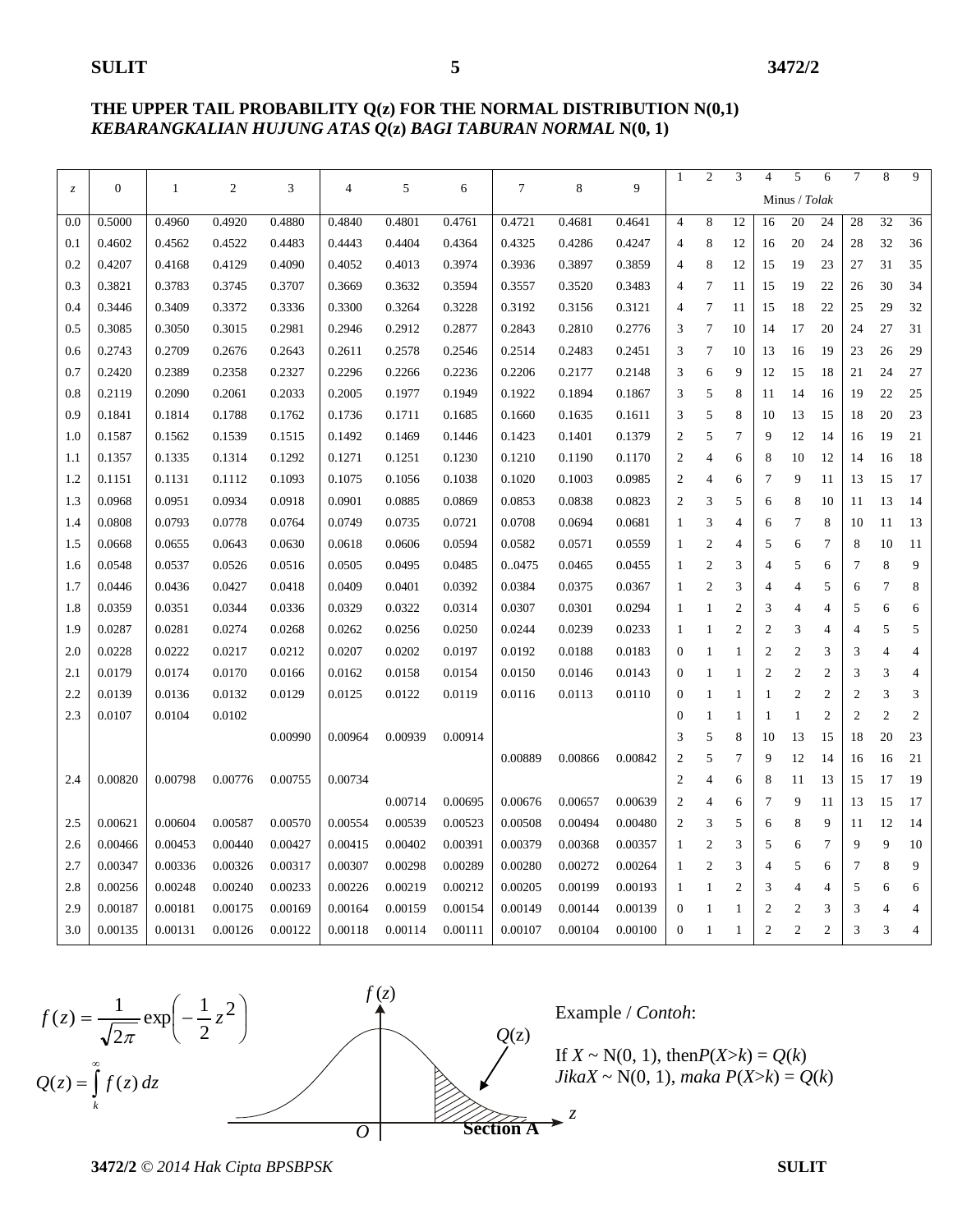**THE UPPER TAIL PROBABILITY Q(z) FOR THE NORMAL DISTRIBUTION N(0,1)**
***KEBARANGKALIAN HUJUNG ATAS Q(z) BAGI TABURAN NORMAL* N(0, 1)**

| z | 0 | 1 | 2 | 3 | 4 | 5 | 6 | 7 | 8 | 9 | 1 | 2 | 3 | 4 | 5 | 6 | 7 | 8 | 9 |
|---|---|---|---|---|---|---|---|---|---|---|---|---|---|---|---|---|---|---|---|
| | | | | | | | | | | | Minus / *Tolak* | | | | | | | | |
| 0.0 | 0.5000 | 0.4960 | 0.4920 | 0.4880 | 0.4840 | 0.4801 | 0.4761 | 0.4721 | 0.4681 | 0.4641 | 4 | 8 | 12 | 16 | 20 | 24 | 28 | 32 | 36 |
| 0.1 | 0.4602 | 0.4562 | 0.4522 | 0.4483 | 0.4443 | 0.4404 | 0.4364 | 0.4325 | 0.4286 | 0.4247 | 4 | 8 | 12 | 16 | 20 | 24 | 28 | 32 | 36 |
| 0.2 | 0.4207 | 0.4168 | 0.4129 | 0.4090 | 0.4052 | 0.4013 | 0.3974 | 0.3936 | 0.3897 | 0.3859 | 4 | 8 | 12 | 15 | 19 | 23 | 27 | 31 | 35 |
| 0.3 | 0.3821 | 0.3783 | 0.3745 | 0.3707 | 0.3669 | 0.3632 | 0.3594 | 0.3557 | 0.3520 | 0.3483 | 4 | 7 | 11 | 15 | 19 | 22 | 26 | 30 | 34 |
| 0.4 | 0.3446 | 0.3409 | 0.3372 | 0.3336 | 0.3300 | 0.3264 | 0.3228 | 0.3192 | 0.3156 | 0.3121 | 4 | 7 | 11 | 15 | 18 | 22 | 25 | 29 | 32 |
| 0.5 | 0.3085 | 0.3050 | 0.3015 | 0.2981 | 0.2946 | 0.2912 | 0.2877 | 0.2843 | 0.2810 | 0.2776 | 3 | 7 | 10 | 14 | 17 | 20 | 24 | 27 | 31 |
| 0.6 | 0.2743 | 0.2709 | 0.2676 | 0.2643 | 0.2611 | 0.2578 | 0.2546 | 0.2514 | 0.2483 | 0.2451 | 3 | 7 | 10 | 13 | 16 | 19 | 23 | 26 | 29 |
| 0.7 | 0.2420 | 0.2389 | 0.2358 | 0.2327 | 0.2296 | 0.2266 | 0.2236 | 0.2206 | 0.2177 | 0.2148 | 3 | 6 | 9 | 12 | 15 | 18 | 21 | 24 | 27 |
| 0.8 | 0.2119 | 0.2090 | 0.2061 | 0.2033 | 0.2005 | 0.1977 | 0.1949 | 0.1922 | 0.1894 | 0.1867 | 3 | 5 | 8 | 11 | 14 | 16 | 19 | 22 | 25 |
| 0.9 | 0.1841 | 0.1814 | 0.1788 | 0.1762 | 0.1736 | 0.1711 | 0.1685 | 0.1660 | 0.1635 | 0.1611 | 3 | 5 | 8 | 10 | 13 | 15 | 18 | 20 | 23 |
| 1.0 | 0.1587 | 0.1562 | 0.1539 | 0.1515 | 0.1492 | 0.1469 | 0.1446 | 0.1423 | 0.1401 | 0.1379 | 2 | 5 | 7 | 9 | 12 | 14 | 16 | 19 | 21 |
| 1.1 | 0.1357 | 0.1335 | 0.1314 | 0.1292 | 0.1271 | 0.1251 | 0.1230 | 0.1210 | 0.1190 | 0.1170 | 2 | 4 | 6 | 8 | 10 | 12 | 14 | 16 | 18 |
| 1.2 | 0.1151 | 0.1131 | 0.1112 | 0.1093 | 0.1075 | 0.1056 | 0.1038 | 0.1020 | 0.1003 | 0.0985 | 2 | 4 | 6 | 7 | 9 | 11 | 13 | 15 | 17 |
| 1.3 | 0.0968 | 0.0951 | 0.0934 | 0.0918 | 0.0901 | 0.0885 | 0.0869 | 0.0853 | 0.0838 | 0.0823 | 2 | 3 | 5 | 6 | 8 | 10 | 11 | 13 | 14 |
| 1.4 | 0.0808 | 0.0793 | 0.0778 | 0.0764 | 0.0749 | 0.0735 | 0.0721 | 0.0708 | 0.0694 | 0.0681 | 1 | 3 | 4 | 6 | 7 | 8 | 10 | 11 | 13 |
| 1.5 | 0.0668 | 0.0655 | 0.0643 | 0.0630 | 0.0618 | 0.0606 | 0.0594 | 0.0582 | 0.0571 | 0.0559 | 1 | 2 | 4 | 5 | 6 | 7 | 8 | 10 | 11 |
| 1.6 | 0.0548 | 0.0537 | 0.0526 | 0.0516 | 0.0505 | 0.0495 | 0.0485 | 0..0475 | 0.0465 | 0.0455 | 1 | 2 | 3 | 4 | 5 | 6 | 7 | 8 | 9 |
| 1.7 | 0.0446 | 0.0436 | 0.0427 | 0.0418 | 0.0409 | 0.0401 | 0.0392 | 0.0384 | 0.0375 | 0.0367 | 1 | 2 | 3 | 4 | 4 | 5 | 6 | 7 | 8 |
| 1.8 | 0.0359 | 0.0351 | 0.0344 | 0.0336 | 0.0329 | 0.0322 | 0.0314 | 0.0307 | 0.0301 | 0.0294 | 1 | 1 | 2 | 3 | 4 | 4 | 5 | 6 | 6 |
| 1.9 | 0.0287 | 0.0281 | 0.0274 | 0.0268 | 0.0262 | 0.0256 | 0.0250 | 0.0244 | 0.0239 | 0.0233 | 1 | 1 | 2 | 2 | 3 | 4 | 4 | 5 | 5 |
| 2.0 | 0.0228 | 0.0222 | 0.0217 | 0.0212 | 0.0207 | 0.0202 | 0.0197 | 0.0192 | 0.0188 | 0.0183 | 0 | 1 | 1 | 2 | 2 | 3 | 3 | 4 | 4 |
| 2.1 | 0.0179 | 0.0174 | 0.0170 | 0.0166 | 0.0162 | 0.0158 | 0.0154 | 0.0150 | 0.0146 | 0.0143 | 0 | 1 | 1 | 2 | 2 | 2 | 3 | 3 | 4 |
| 2.2 | 0.0139 | 0.0136 | 0.0132 | 0.0129 | 0.0125 | 0.0122 | 0.0119 | 0.0116 | 0.0113 | 0.0110 | 0 | 1 | 1 | 1 | 2 | 2 | 2 | 3 | 3 |
| 2.3 | 0.0107 | 0.0104 | 0.0102 | | | | | | | | 0 | 1 | 1 | 1 | 1 | 2 | 2 | 2 | 2 |
| | | | | 0.00990 | 0.00964 | 0.00939 | 0.00914 | | | | 3 | 5 | 8 | 10 | 13 | 15 | 18 | 20 | 23 |
| | | | | | | | | 0.00889 | 0.00866 | 0.00842 | 2 | 5 | 7 | 9 | 12 | 14 | 16 | 16 | 21 |
| 2.4 | 0.00820 | 0.00798 | 0.00776 | 0.00755 | 0.00734 | | | | | | 2 | 4 | 6 | 8 | 11 | 13 | 15 | 17 | 19 |
| | | | | | | 0.00714 | 0.00695 | 0.00676 | 0.00657 | 0.00639 | 2 | 4 | 6 | 7 | 9 | 11 | 13 | 15 | 17 |
| 2.5 | 0.00621 | 0.00604 | 0.00587 | 0.00570 | 0.00554 | 0.00539 | 0.00523 | 0.00508 | 0.00494 | 0.00480 | 2 | 3 | 5 | 6 | 8 | 9 | 11 | 12 | 14 |
| 2.6 | 0.00466 | 0.00453 | 0.00440 | 0.00427 | 0.00415 | 0.00402 | 0.00391 | 0.00379 | 0.00368 | 0.00357 | 1 | 2 | 3 | 5 | 6 | 7 | 9 | 9 | 10 |
| 2.7 | 0.00347 | 0.00336 | 0.00326 | 0.00317 | 0.00307 | 0.00298 | 0.00289 | 0.00280 | 0.00272 | 0.00264 | 1 | 2 | 3 | 4 | 5 | 6 | 7 | 8 | 9 |
| 2.8 | 0.00256 | 0.00248 | 0.00240 | 0.00233 | 0.00226 | 0.00219 | 0.00212 | 0.00205 | 0.00199 | 0.00193 | 1 | 1 | 2 | 3 | 4 | 4 | 5 | 6 | 6 |
| 2.9 | 0.00187 | 0.00181 | 0.00175 | 0.00169 | 0.00164 | 0.00159 | 0.00154 | 0.00149 | 0.00144 | 0.00139 | 0 | 1 | 1 | 2 | 2 | 3 | 3 | 4 | 4 |
| 3.0 | 0.00135 | 0.00131 | 0.00126 | 0.00122 | 0.00118 | 0.00114 | 0.00111 | 0.00107 | 0.00104 | 0.00100 | 0 | 1 | 1 | 2 | 2 | 2 | 3 | 3 | 4 |

$$f(z) = \frac{1}{\sqrt{2\pi}} \exp\left(-\frac{1}{2}z^2\right)$$

$$Q(z) = \int_k^{\infty} f(z)\, dz$$

Example / *Contoh*:

If $X \sim N(0, 1)$, then $P(X>k) = Q(k)$
*Jika* $X \sim N(0, 1)$, *maka* $P(X>k) = Q(k)$

**Section A**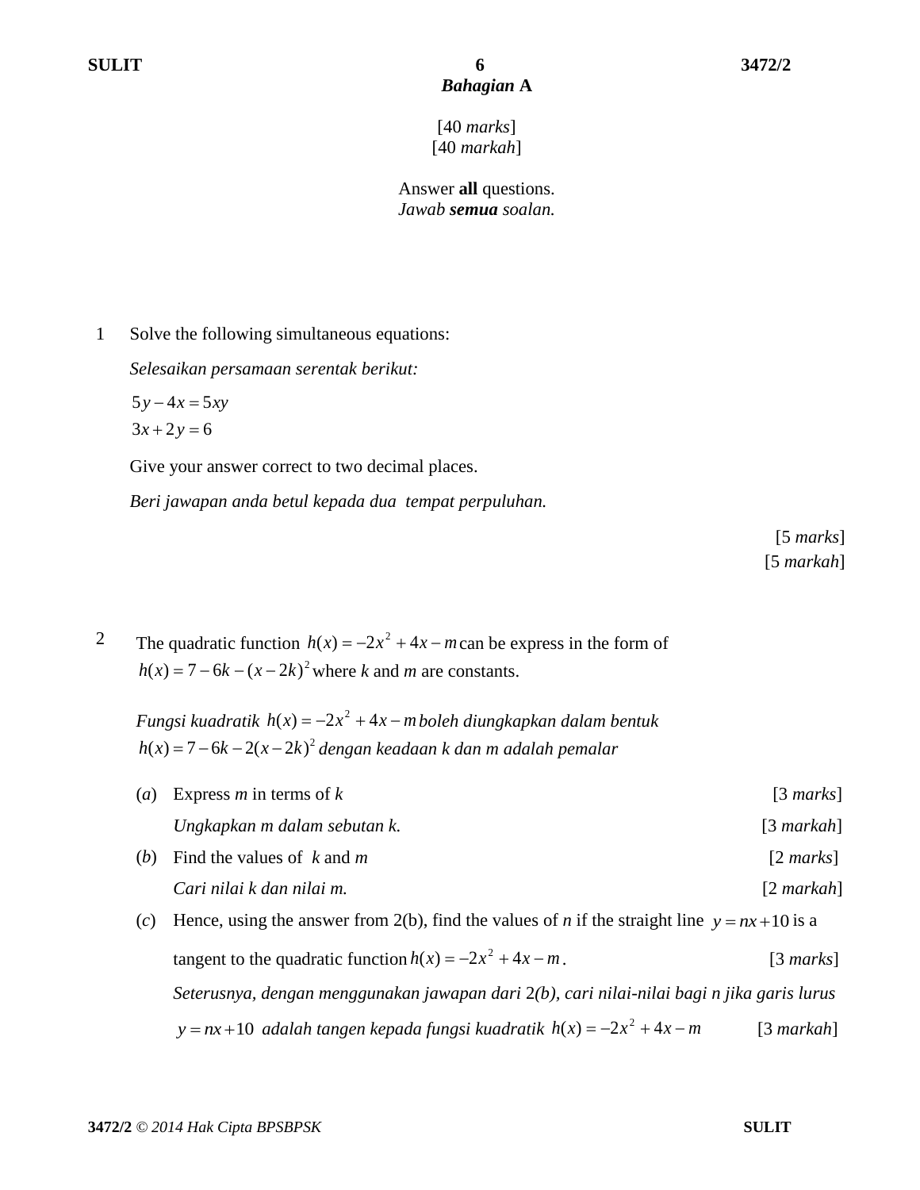## *Bahagian* A

[40 *marks*]
[40 *markah*]

Answer **all** questions.
*Jawab **semua** soalan.*

1 Solve the following simultaneous equations:

*Selesaikan persamaan serentak berikut:*

$5y - 4x = 5xy$
$3x + 2y = 6$

Give your answer correct to two decimal places.

*Beri jawapan anda betul kepada dua tempat perpuluhan.*

[5 *marks*]
[5 *markah*]

2 The quadratic function $h(x) = -2x^2 + 4x - m$ can be express in the form of $h(x) = 7 - 6k - (x - 2k)^2$ where *k* and *m* are constants.

*Fungsi kuadratik* $h(x) = -2x^2 + 4x - m$ *boleh diungkapkan dalam bentuk* $h(x) = 7 - 6k - 2(x - 2k)^2$ *dengan keadaan k dan m adalah pemalar*

(*a*) Express *m* in terms of *k* [3 *marks*]

*Ungkapkan m dalam sebutan k.* [3 *markah*]

(*b*) Find the values of *k* and *m* [2 *marks*]

*Cari nilai k dan nilai m.* [2 *markah*]

(*c*) Hence, using the answer from 2(b), find the values of *n* if the straight line $y = nx + 10$ is a tangent to the quadratic function $h(x) = -2x^2 + 4x - m$. [3 *marks*]

*Seterusnya, dengan menggunakan jawapan dari* 2*(b), cari nilai-nilai bagi n jika garis lurus* $y = nx + 10$ *adalah tangen kepada fungsi kuadratik* $h(x) = -2x^2 + 4x - m$ [3 *markah*]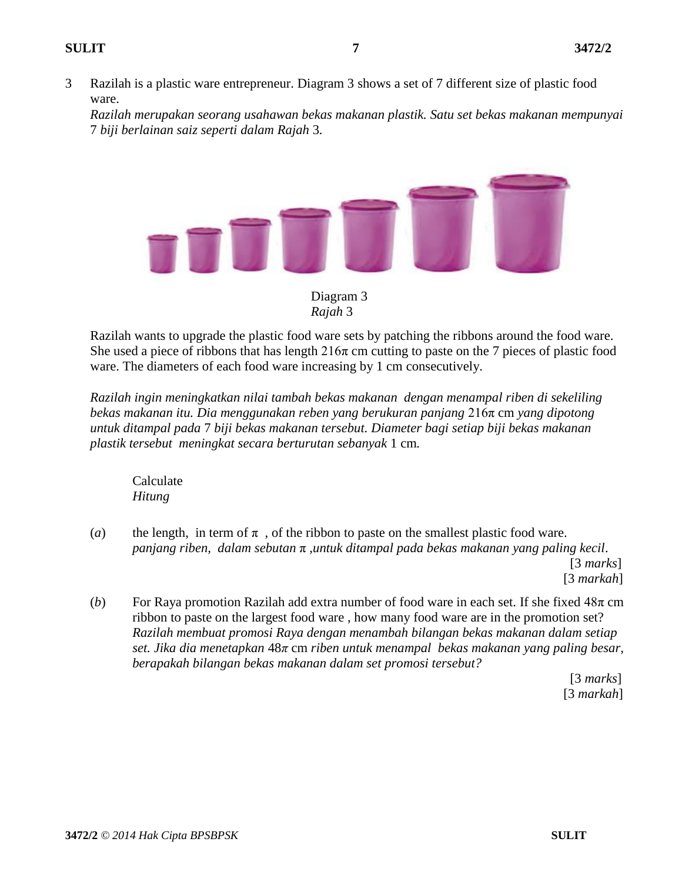3 Razilah is a plastic ware entrepreneur. Diagram 3 shows a set of 7 different size of plastic food ware.
*Razilah merupakan seorang usahawan bekas makanan plastik. Satu set bekas makanan mempunyai 7 biji berlainan saiz seperti dalam Rajah 3.*

Diagram 3
*Rajah 3*

Razilah wants to upgrade the plastic food ware sets by patching the ribbons around the food ware. She used a piece of ribbons that has length $216\pi$ cm cutting to paste on the 7 pieces of plastic food ware. The diameters of each food ware increasing by 1 cm consecutively.

*Razilah ingin meningkatkan nilai tambah bekas makanan dengan menampal riben di sekeliling bekas makanan itu. Dia menggunakan reben yang berukuran panjang $216\pi$ cm yang dipotong untuk ditampal pada 7 biji bekas makanan tersebut. Diameter bagi setiap biji bekas makanan plastik tersebut meningkat secara berturutan sebanyak 1 cm.*

Calculate
*Hitung*

(*a*) the length, in term of $\pi$ , of the ribbon to paste on the smallest plastic food ware.
*panjang riben, dalam sebutan $\pi$ ,untuk ditampal pada bekas makanan yang paling kecil*.

[3 *marks*]
[3 *markah*]

(*b*) For Raya promotion Razilah add extra number of food ware in each set. If she fixed $48\pi$ cm ribbon to paste on the largest food ware , how many food ware are in the promotion set?
*Razilah membuat promosi Raya dengan menambah bilangan bekas makanan dalam setiap set. Jika dia menetapkan $48\pi$ cm riben untuk menampal bekas makanan yang paling besar, berapakah bilangan bekas makanan dalam set promosi tersebut?*

[3 *marks*]
[3 *markah*]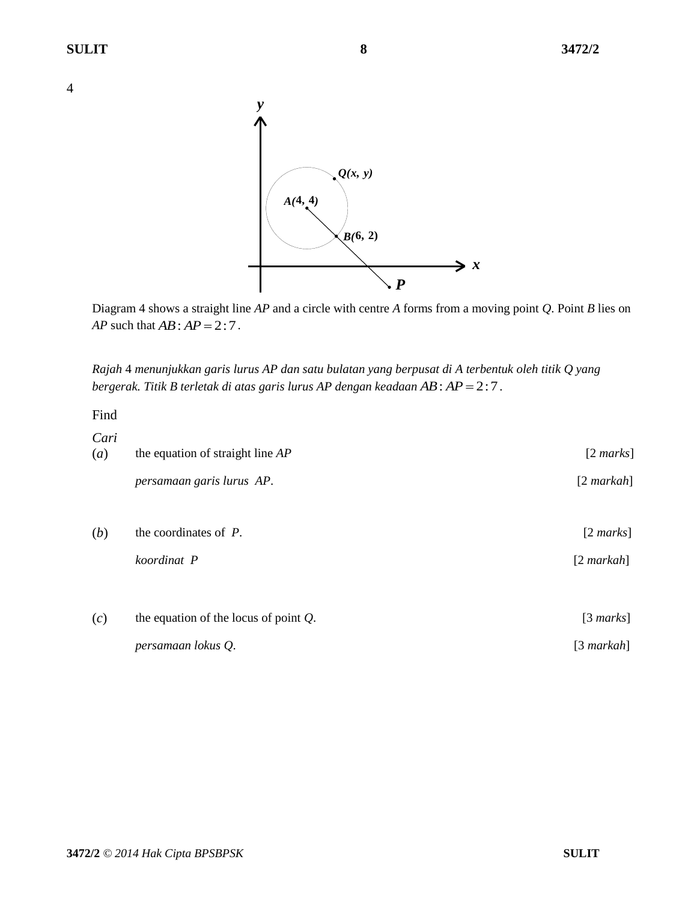4

Diagram 4 shows a straight line *AP* and a circle with centre *A* forms from a moving point *Q*. Point *B* lies on *AP* such that $AB : AP = 2 : 7$.

*Rajah* 4 *menunjukkan garis lurus AP dan satu bulatan yang berpusat di A terbentuk oleh titik Q yang bergerak. Titik B terletak di atas garis lurus AP dengan keadaan* $AB : AP = 2 : 7$.

Find

*Cari*

(*a*) the equation of straight line *AP* [2 *marks*]

*persamaan garis lurus AP*. [2 *markah*]

(*b*) the coordinates of *P*. [2 *marks*]

*koordinat P* [2 *markah*]

(*c*) the equation of the locus of point *Q*. [3 *marks*]

*persamaan lokus Q*. [3 *markah*]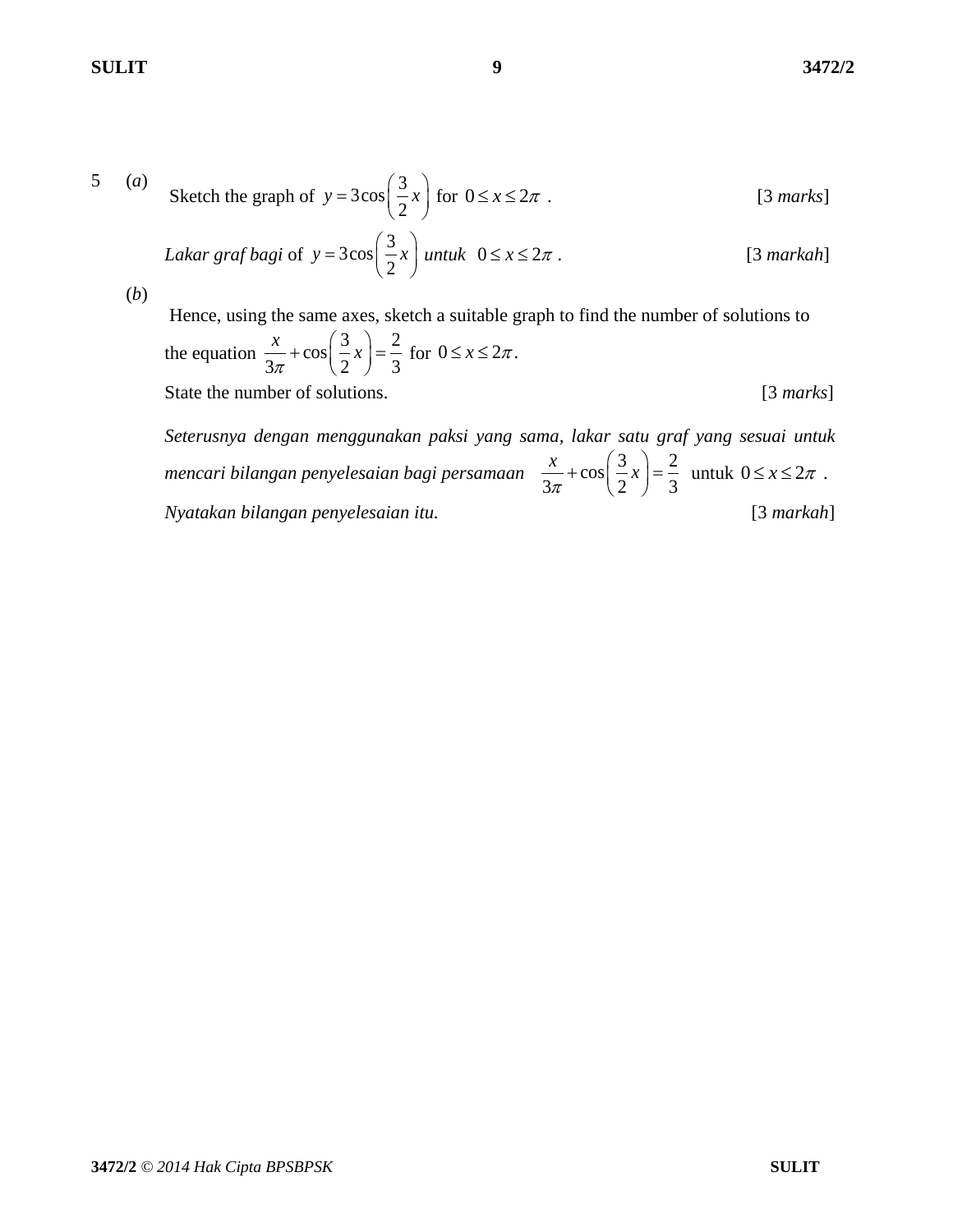5 (*a*) Sketch the graph of $y = 3\cos\left(\frac{3}{2}x\right)$ for $0 \le x \le 2\pi$ . [3 *marks*]

*Lakar graf bagi* of $y = 3\cos\left(\frac{3}{2}x\right)$ *untuk* $0 \le x \le 2\pi$ . [3 *markah*]

(*b*) Hence, using the same axes, sketch a suitable graph to find the number of solutions to the equation $\frac{x}{3\pi} + \cos\left(\frac{3}{2}x\right) = \frac{2}{3}$ for $0 \le x \le 2\pi$.
State the number of solutions. [3 *marks*]

*Seterusnya dengan menggunakan paksi yang sama, lakar satu graf yang sesuai untuk mencari bilangan penyelesaian bagi persamaan* $\frac{x}{3\pi} + \cos\left(\frac{3}{2}x\right) = \frac{2}{3}$ untuk $0 \le x \le 2\pi$ .
*Nyatakan bilangan penyelesaian itu.* [3 *markah*]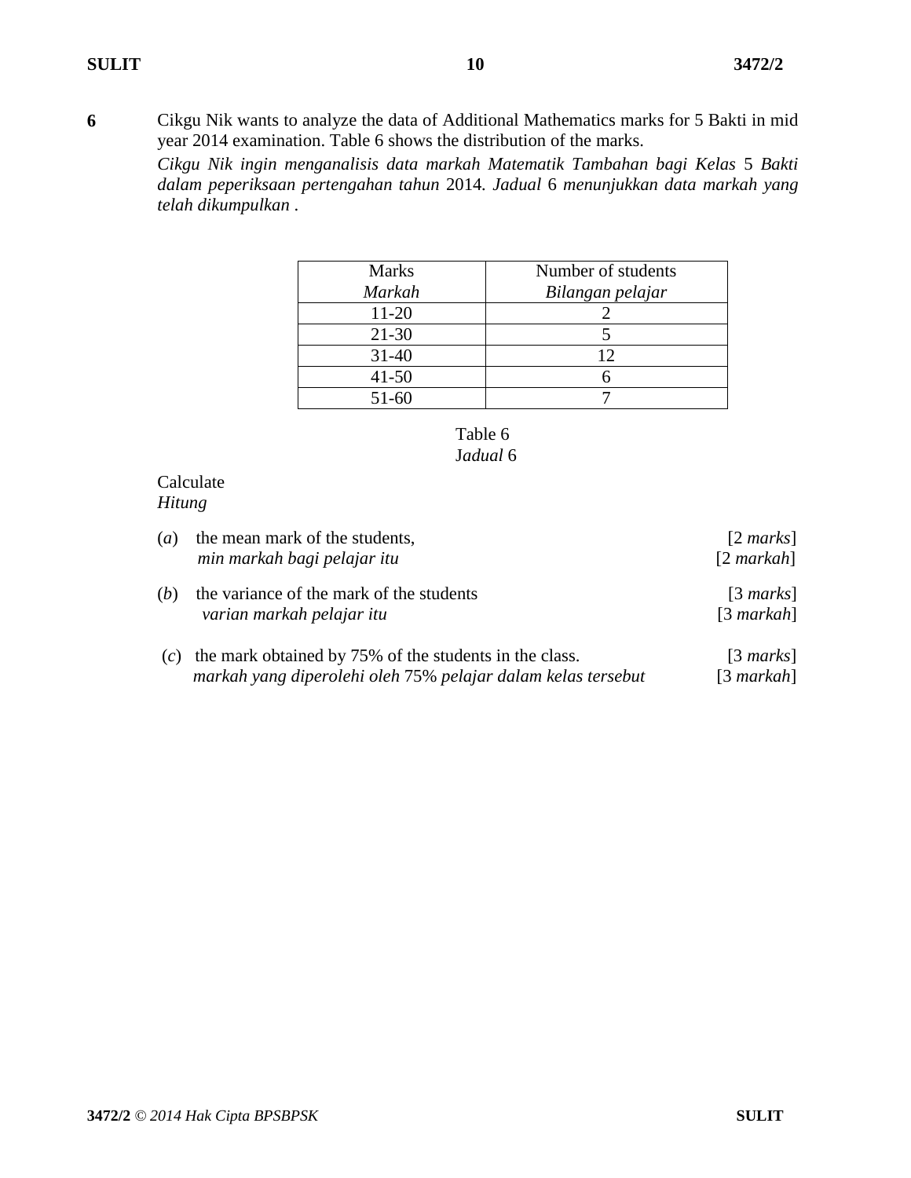**6** Cikgu Nik wants to analyze the data of Additional Mathematics marks for 5 Bakti in mid year 2014 examination. Table 6 shows the distribution of the marks.

*Cikgu Nik ingin menganalisis data markah Matematik Tambahan bagi Kelas* 5 *Bakti dalam peperiksaan pertengahan tahun* 2014. *Jadual* 6 *menunjukkan data markah yang telah dikumpulkan* .

| Marks<br>*Markah* | Number of students<br>*Bilangan pelajar* |
|---|---|
| 11-20 | 2 |
| 21-30 | 5 |
| 31-40 | 12 |
| 41-50 | 6 |
| 51-60 | 7 |

Table 6
J*adual* 6

Calculate
*Hitung*

(*a*) the mean mark of the students, [2 *marks*]
*min markah bagi pelajar itu* [2 *markah*]

(*b*) the variance of the mark of the students [3 *marks*]
*varian markah pelajar itu* [3 *markah*]

(*c*) the mark obtained by 75% of the students in the class. [3 *marks*]
*markah yang diperolehi oleh* 75% *pelajar dalam kelas tersebut* [3 *markah*]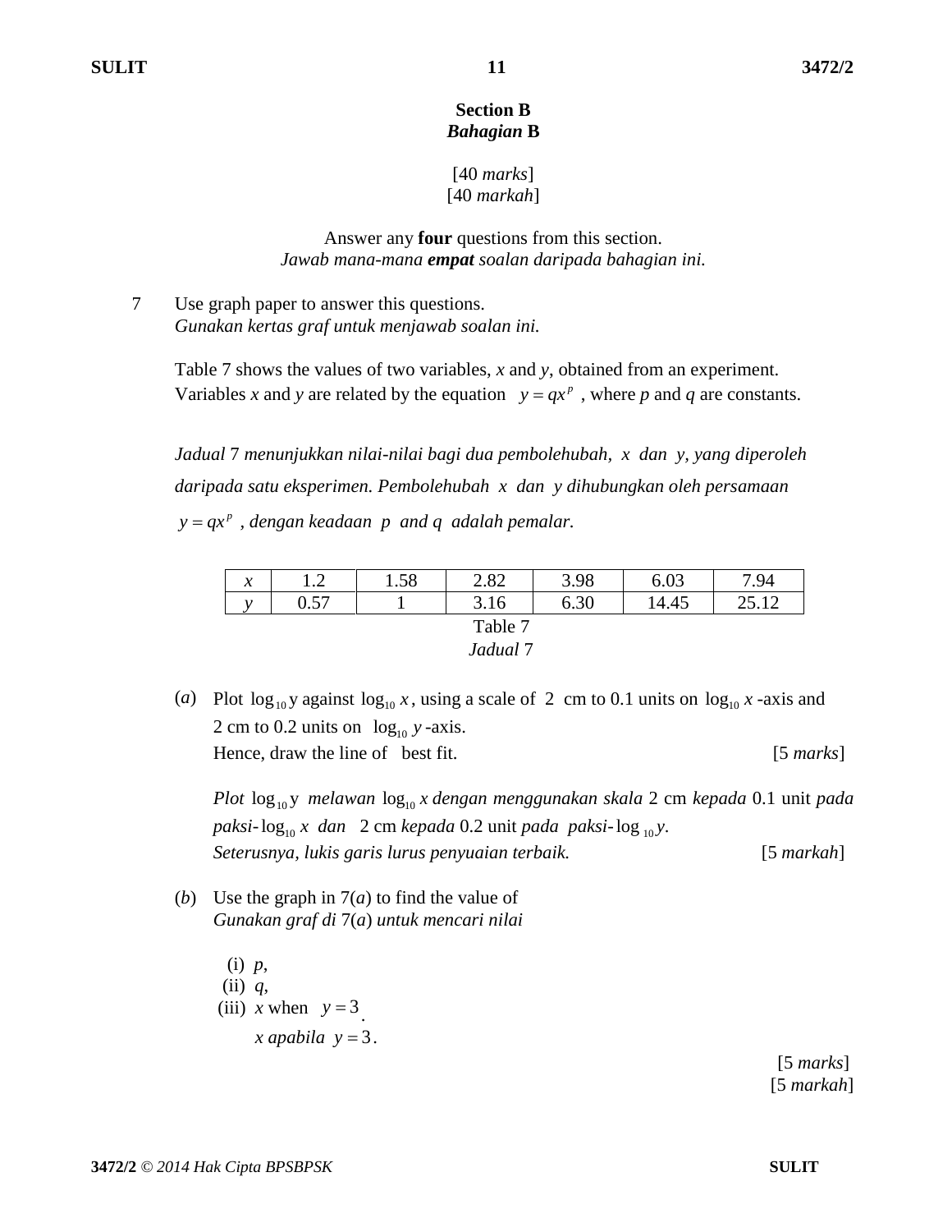## Section B
## *Bahagian* B

[40 *marks*]
[40 *markah*]

Answer any **four** questions from this section.
*Jawab mana-mana **empat** soalan daripada bahagian ini.*

7 Use graph paper to answer this questions.
*Gunakan kertas graf untuk menjawab soalan ini.*

Table 7 shows the values of two variables, *x* and *y*, obtained from an experiment. Variables *x* and *y* are related by the equation $y = qx^p$ , where *p* and *q* are constants.

*Jadual* 7 *menunjukkan nilai-nilai bagi dua pembolehubah, x dan y, yang diperoleh daripada satu eksperimen. Pembolehubah x dan y dihubungkan oleh persamaan* $y = qx^p$ *, dengan keadaan p and q adalah pemalar.*

| $x$ | 1.2 | 1.58 | 2.82 | 3.98 | 6.03 | 7.94 |
|---|---|---|---|---|---|---|
| $y$ | 0.57 | 1 | 3.16 | 6.30 | 14.45 | 25.12 |

Table 7
*Jadual* 7

(*a*) Plot $\log_{10} y$ against $\log_{10} x$, using a scale of 2 cm to 0.1 units on $\log_{10} x$ -axis and 2 cm to 0.2 units on $\log_{10} y$ -axis.
Hence, draw the line of best fit. [5 *marks*]

*Plot* $\log_{10} y$ *melawan* $\log_{10} x$ *dengan menggunakan skala* 2 cm *kepada* 0.1 unit *pada paksi-* $\log_{10} x$ *dan* 2 cm *kepada* 0.2 unit *pada paksi-* $\log_{10} y$.
*Seterusnya, lukis garis lurus penyuaian terbaik.* [5 *markah*]

(*b*) Use the graph in 7(*a*) to find the value of
*Gunakan graf di* 7(*a*) *untuk mencari nilai*

(i) *p*,
(ii) *q*,
(iii) *x* when $y = 3$.
*x apabila* $y = 3$.

[5 *marks*]
[5 *markah*]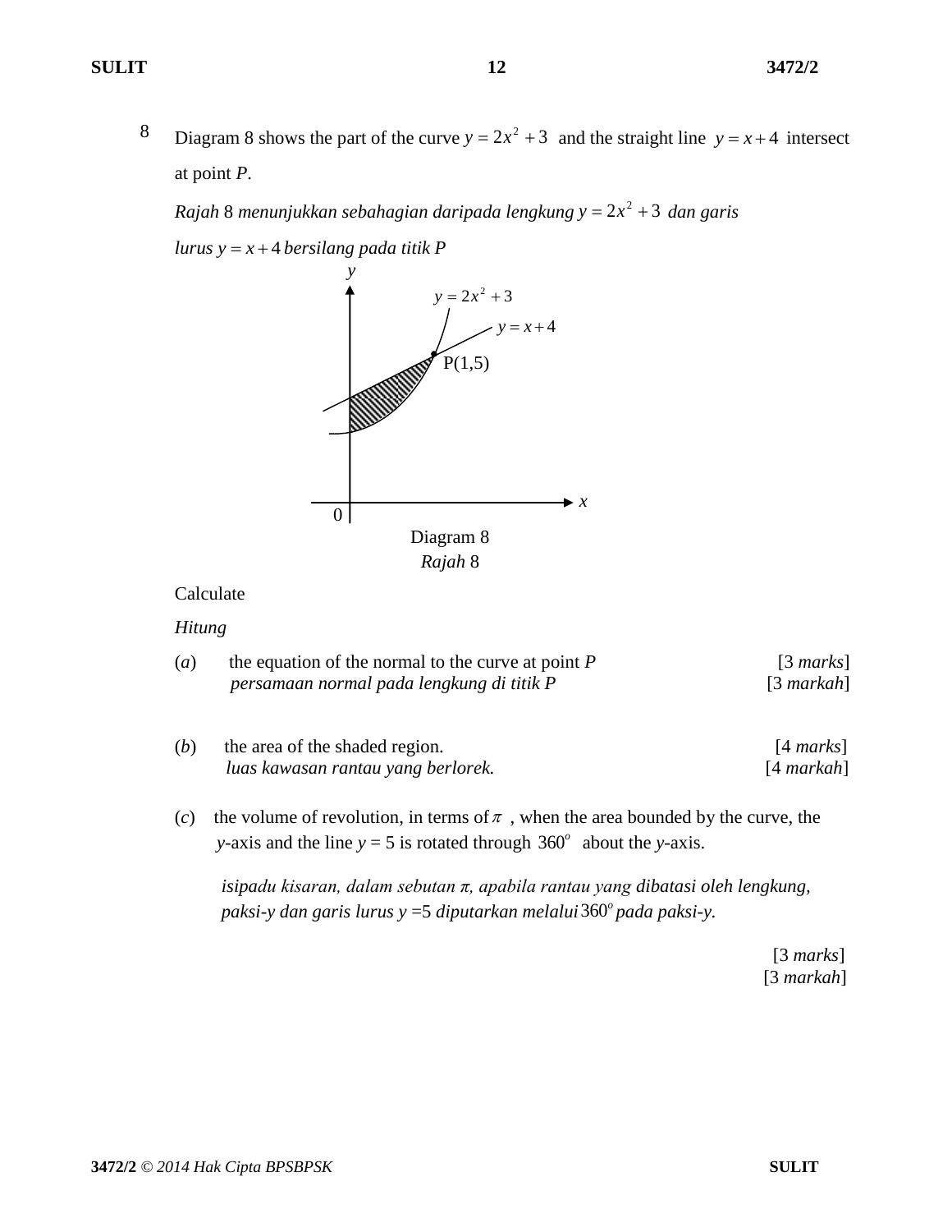8 Diagram 8 shows the part of the curve $y = 2x^2 + 3$ and the straight line $y = x + 4$ intersect at point *P*.

*Rajah* 8 *menunjukkan sebahagian daripada lengkung* $y = 2x^2 + 3$ *dan garis lurus* $y = x + 4$ *bersilang pada titik P*

Diagram 8

*Rajah* 8

Calculate

*Hitung*

(*a*) the equation of the normal to the curve at point *P* [3 *marks*]

*persamaan normal pada lengkung di titik P* [3 *markah*]

(*b*) the area of the shaded region. [4 *marks*]

*luas kawasan rantau yang berlorek.* [4 *markah*]

(*c*) the volume of revolution, in terms of $\pi$, when the area bounded by the curve, the *y*-axis and the line *y* = 5 is rotated through $360^o$ about the *y*-axis.

*isipadu kisaran, dalam sebutan* $\pi$*, apabila rantau yang dibatasi oleh lengkung, paksi-y dan garis lurus y =5 diputarkan melalui* $360^o$ *pada paksi-y.*

[3 *marks*]

[3 *markah*]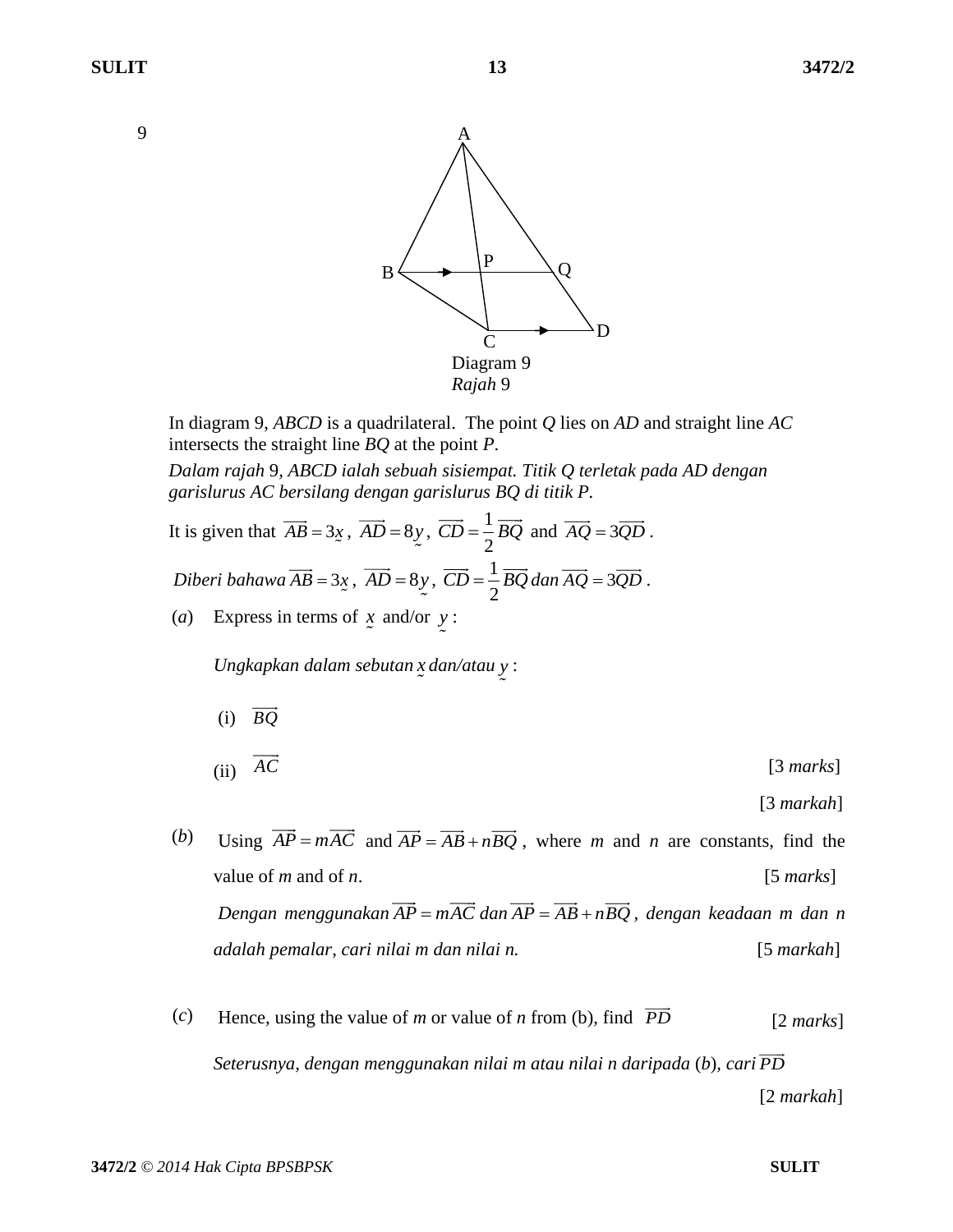9

Diagram 9
*Rajah* 9

In diagram 9, *ABCD* is a quadrilateral. The point *Q* lies on *AD* and straight line *AC* intersects the straight line *BQ* at the point *P*.

*Dalam rajah* 9*, ABCD ialah sebuah sisiempat. Titik Q terletak pada AD dengan garislurus AC bersilang dengan garislurus BQ di titik P.*

It is given that $\overrightarrow{AB} = 3\underset{\sim}{x}$ , $\overrightarrow{AD} = 8\underset{\sim}{y}$ , $\overrightarrow{CD} = \frac{1}{2}\overrightarrow{BQ}$ and $\overrightarrow{AQ} = 3\overrightarrow{QD}$ .

*Diberi bahawa* $\overrightarrow{AB} = 3\underset{\sim}{x}$ , $\overrightarrow{AD} = 8\underset{\sim}{y}$ , $\overrightarrow{CD} = \frac{1}{2}\overrightarrow{BQ}$ *dan* $\overrightarrow{AQ} = 3\overrightarrow{QD}$ .

(*a*) Express in terms of $\underset{\sim}{x}$ and/or $\underset{\sim}{y}$ :

*Ungkapkan dalam sebutan* $\underset{\sim}{x}$ *dan/atau* $\underset{\sim}{y}$ :

(i) $\overrightarrow{BQ}$

(ii) $\overrightarrow{AC}$ [3 *marks*]

[3 *markah*]

(*b*) Using $\overrightarrow{AP} = m\overrightarrow{AC}$ and $\overrightarrow{AP} = \overrightarrow{AB} + n\overrightarrow{BQ}$ , where *m* and *n* are constants, find the value of *m* and of *n*. [5 *marks*]

*Dengan menggunakan* $\overrightarrow{AP} = m\overrightarrow{AC}$ *dan* $\overrightarrow{AP} = \overrightarrow{AB} + n\overrightarrow{BQ}$ *, dengan keadaan m dan n adalah pemalar, cari nilai m dan nilai n.* [5 *markah*]

(*c*) Hence, using the value of *m* or value of *n* from (b), find $\overrightarrow{PD}$ [2 *marks*]

*Seterusnya, dengan menggunakan nilai m atau nilai n daripada* (*b*)*, cari* $\overrightarrow{PD}$

[2 *markah*]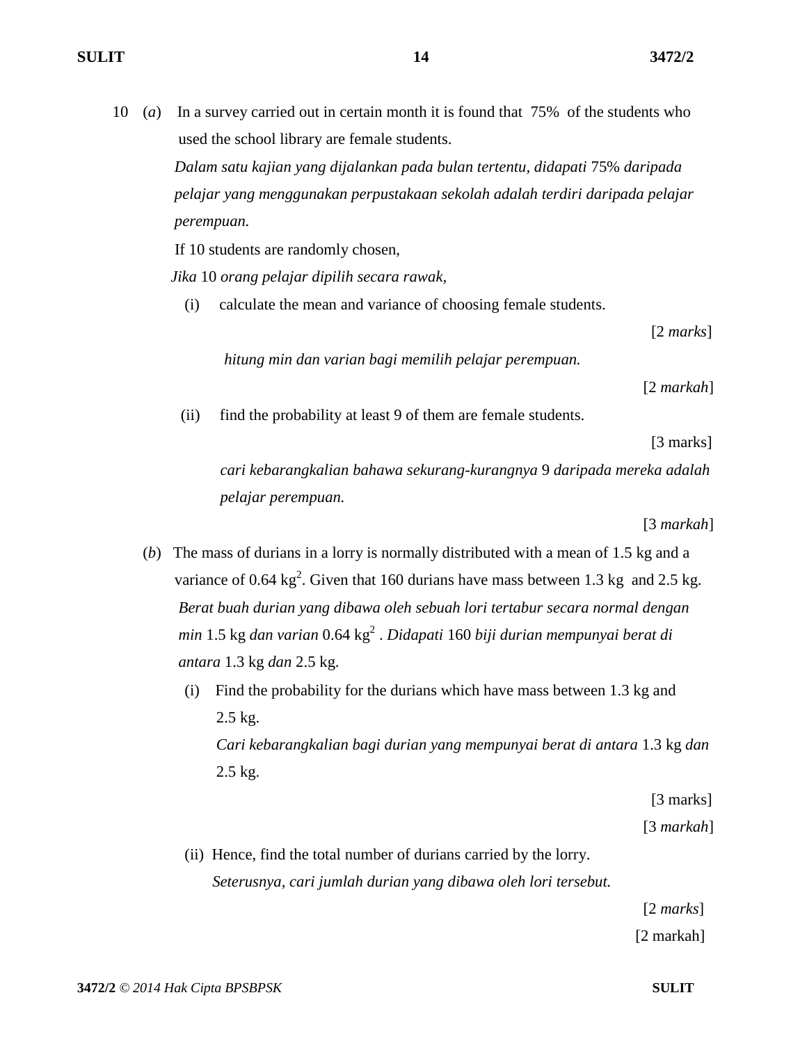10 (*a*) In a survey carried out in certain month it is found that 75% of the students who used the school library are female students.

*Dalam satu kajian yang dijalankan pada bulan tertentu, didapati* 75% *daripada pelajar yang menggunakan perpustakaan sekolah adalah terdiri daripada pelajar perempuan.*

If 10 students are randomly chosen,

*Jika* 10 *orang pelajar dipilih secara rawak,*

(i) calculate the mean and variance of choosing female students.

[2 *marks*]

*hitung min dan varian bagi memilih pelajar perempuan.*

[2 *markah*]

(ii) find the probability at least 9 of them are female students.

[3 marks]

*cari kebarangkalian bahawa sekurang-kurangnya* 9 *daripada mereka adalah pelajar perempuan.*

[3 *markah*]

(*b*) The mass of durians in a lorry is normally distributed with a mean of 1.5 kg and a variance of 0.64 $kg^2$. Given that 160 durians have mass between 1.3 kg and 2.5 kg.

*Berat buah durian yang dibawa oleh sebuah lori tertabur secara normal dengan min* 1.5 kg *dan varian* 0.64 $kg^2$ . *Didapati* 160 *biji durian mempunyai berat di antara* 1.3 kg *dan* 2.5 kg.

(i) Find the probability for the durians which have mass between 1.3 kg and 2.5 kg.

*Cari kebarangkalian bagi durian yang mempunyai berat di antara* 1.3 kg *dan* 2.5 kg.

[3 marks]

[3 *markah*]

(ii) Hence, find the total number of durians carried by the lorry.

*Seterusnya, cari jumlah durian yang dibawa oleh lori tersebut.*

[2 *marks*]

[2 markah]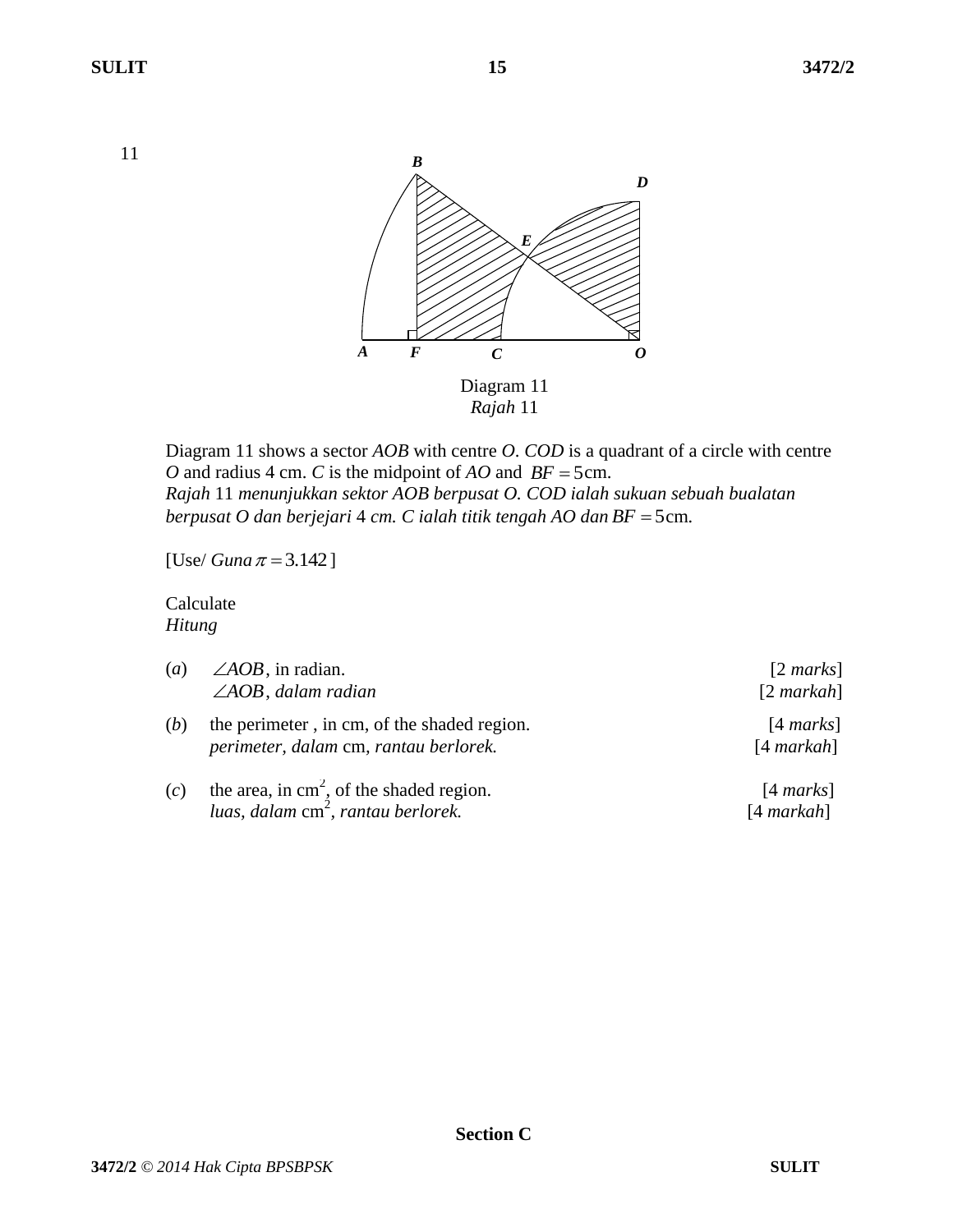11

Diagram 11
*Rajah* 11

Diagram 11 shows a sector *AOB* with centre *O*. *COD* is a quadrant of a circle with centre *O* and radius 4 cm. *C* is the midpoint of *AO* and $BF = 5$cm.
*Rajah* 11 *menunjukkan sektor AOB berpusat O. COD ialah sukuan sebuah bualatan berpusat O dan berjejari* 4 *cm. C ialah titik tengah AO dan* $BF = 5$cm.

[Use/ *Guna* $\pi = 3.142$ ]

Calculate
*Hitung*

(*a*) $\angle AOB$, in radian. [2 *marks*]
$\angle AOB$, *dalam radian* [2 *markah*]

(*b*) the perimeter , in cm, of the shaded region. [4 *marks*]
*perimeter, dalam* cm*, rantau berlorek.* [4 *markah*]

(*c*) the area, in cm$^2$, of the shaded region. [4 *marks*]
*luas, dalam* cm$^2$*, rantau berlorek.* [4 *markah*]

**Section C**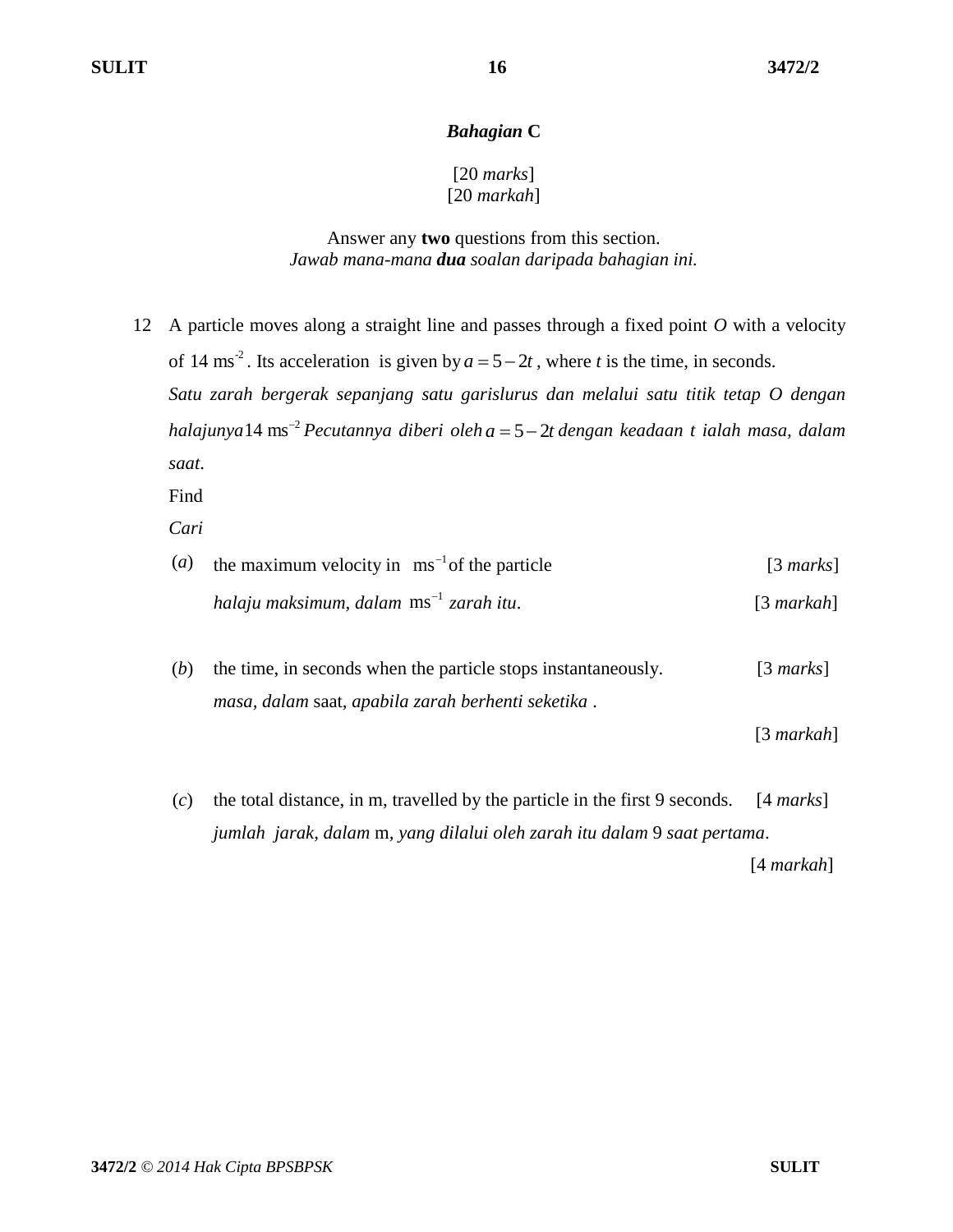## *Bahagian* C

[20 *marks*]
[20 *markah*]

Answer any **two** questions from this section.
*Jawab mana-mana* ***dua*** *soalan daripada bahagian ini.*

12 A particle moves along a straight line and passes through a fixed point *O* with a velocity of 14 $ms^{-2}$. Its acceleration is given by $a = 5 - 2t$, where *t* is the time, in seconds.
*Satu zarah bergerak sepanjang satu garislurus dan melalui satu titik tetap O dengan halajunya* 14 $ms^{-2}$ *Pecutannya diberi oleh* $a = 5 - 2t$ *dengan keadaan t ialah masa, dalam saat*.

Find
*Cari*

(*a*) the maximum velocity in $ms^{-1}$ of the particle [3 *marks*]
*halaju maksimum, dalam* $ms^{-1}$ *zarah itu*. [3 *markah*]

(*b*) the time, in seconds when the particle stops instantaneously. [3 *marks*]
*masa, dalam* saat, *apabila zarah berhenti seketika* .
[3 *markah*]

(*c*) the total distance, in m, travelled by the particle in the first 9 seconds. [4 *marks*]
*jumlah jarak, dalam* m, *yang dilalui oleh zarah itu dalam* 9 *saat pertama*.
[4 *markah*]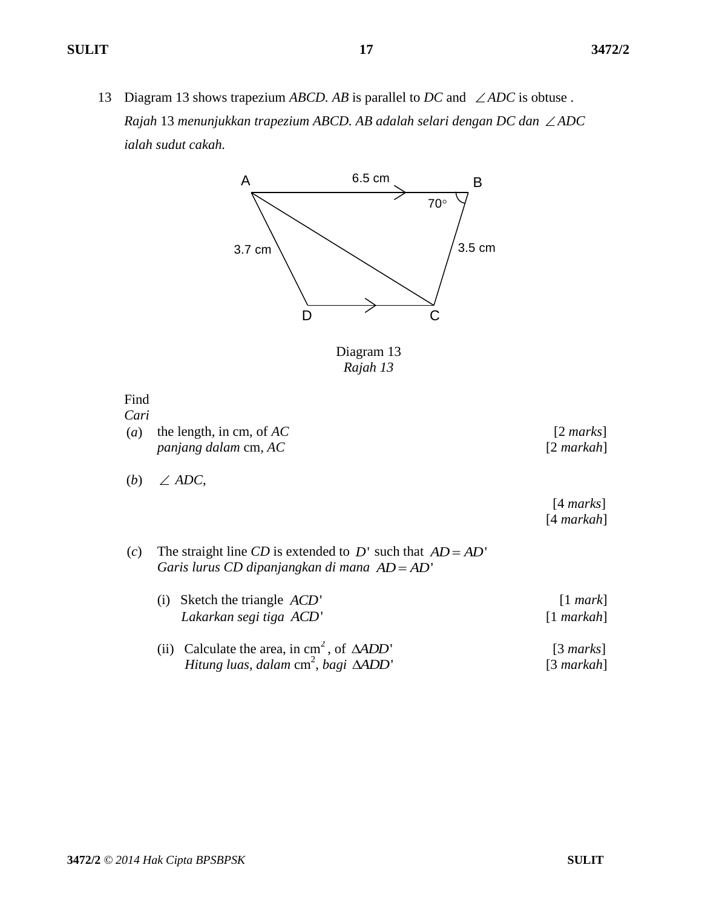13 Diagram 13 shows trapezium *ABCD*. *AB* is parallel to *DC* and $\angle ADC$ is obtuse .
*Rajah* 13 *menunjukkan trapezium ABCD. AB adalah selari dengan DC dan* $\angle ADC$ *ialah sudut cakah.*

Diagram 13
*Rajah 13*

Find
*Cari*

(*a*) the length, in cm, of *AC* [2 *marks*]
*panjang dalam* cm, *AC* [2 *markah*]

(*b*) $\angle ADC$, [4 *marks*]
[4 *markah*]

(*c*) The straight line *CD* is extended to $D'$ such that $AD = AD'$
*Garis lurus CD dipanjangkan di mana* $AD = AD'$

(i) Sketch the triangle $ACD'$ [1 *mark*]
*Lakarkan segi tiga* $ACD'$ [1 *markah*]

(ii) Calculate the area, in cm$^2$, of $\Delta ADD'$ [3 *marks*]
*Hitung luas, dalam* cm$^2$, *bagi* $\Delta ADD'$ [3 *markah*]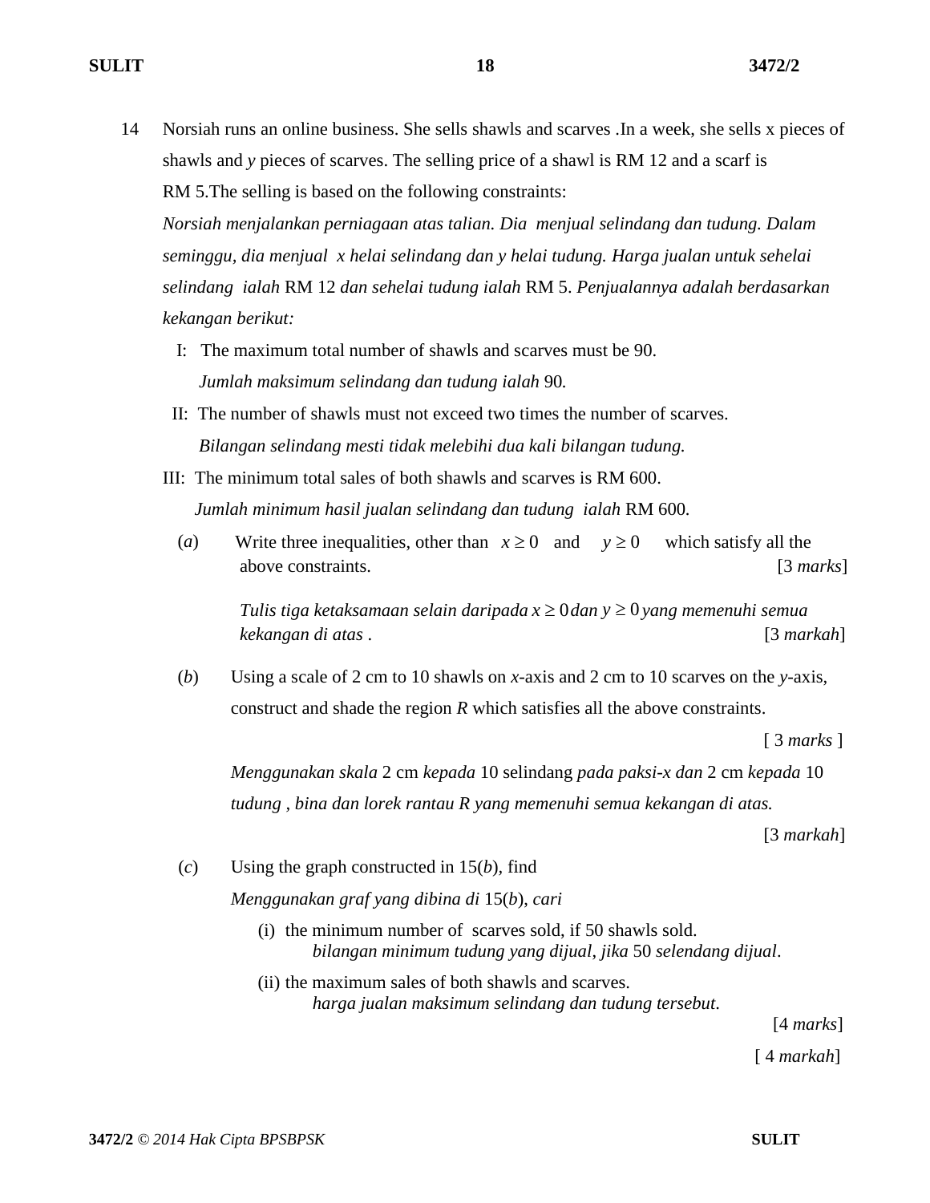14 Norsiah runs an online business. She sells shawls and scarves .In a week, she sells x pieces of shawls and $y$ pieces of scarves. The selling price of a shawl is RM 12 and a scarf is RM 5.The selling is based on the following constraints:

*Norsiah menjalankan perniagaan atas talian. Dia menjual selindang dan tudung. Dalam seminggu, dia menjual x helai selindang dan y helai tudung. Harga jualan untuk sehelai selindang ialah* RM 12 *dan sehelai tudung ialah* RM 5. *Penjualannya adalah berdasarkan kekangan berikut:*

I: The maximum total number of shawls and scarves must be 90.
*Jumlah maksimum selindang dan tudung ialah* 90*.*

II: The number of shawls must not exceed two times the number of scarves.
*Bilangan selindang mesti tidak melebihi dua kali bilangan tudung.*

III: The minimum total sales of both shawls and scarves is RM 600.
*Jumlah minimum hasil jualan selindang dan tudung ialah* RM 600*.*

(*a*) Write three inequalities, other than $x \geq 0$ and $y \geq 0$ which satisfy all the above constraints. [3 *marks*]

*Tulis tiga ketaksamaan selain daripada* $x \geq 0$ *dan* $y \geq 0$ *yang memenuhi semua kekangan di atas .* [3 *markah*]

(*b*) Using a scale of 2 cm to 10 shawls on *x*-axis and 2 cm to 10 scarves on the *y*-axis, construct and shade the region *R* which satisfies all the above constraints.

[ 3 *marks* ]

*Menggunakan skala* 2 cm *kepada* 10 selindang *pada paksi-x dan* 2 cm *kepada* 10 *tudung , bina dan lorek rantau R yang memenuhi semua kekangan di atas.*

[3 *markah*]

(*c*) Using the graph constructed in 15(*b*), find
*Menggunakan graf yang dibina di* 15(*b*), *cari*

(i) the minimum number of scarves sold, if 50 shawls sold.
*bilangan minimum tudung yang dijual*, *jika* 50 *selendang dijual*.

(ii) the maximum sales of both shawls and scarves.
*harga jualan maksimum selindang dan tudung tersebut*.

[4 *marks*]

[ 4 *markah*]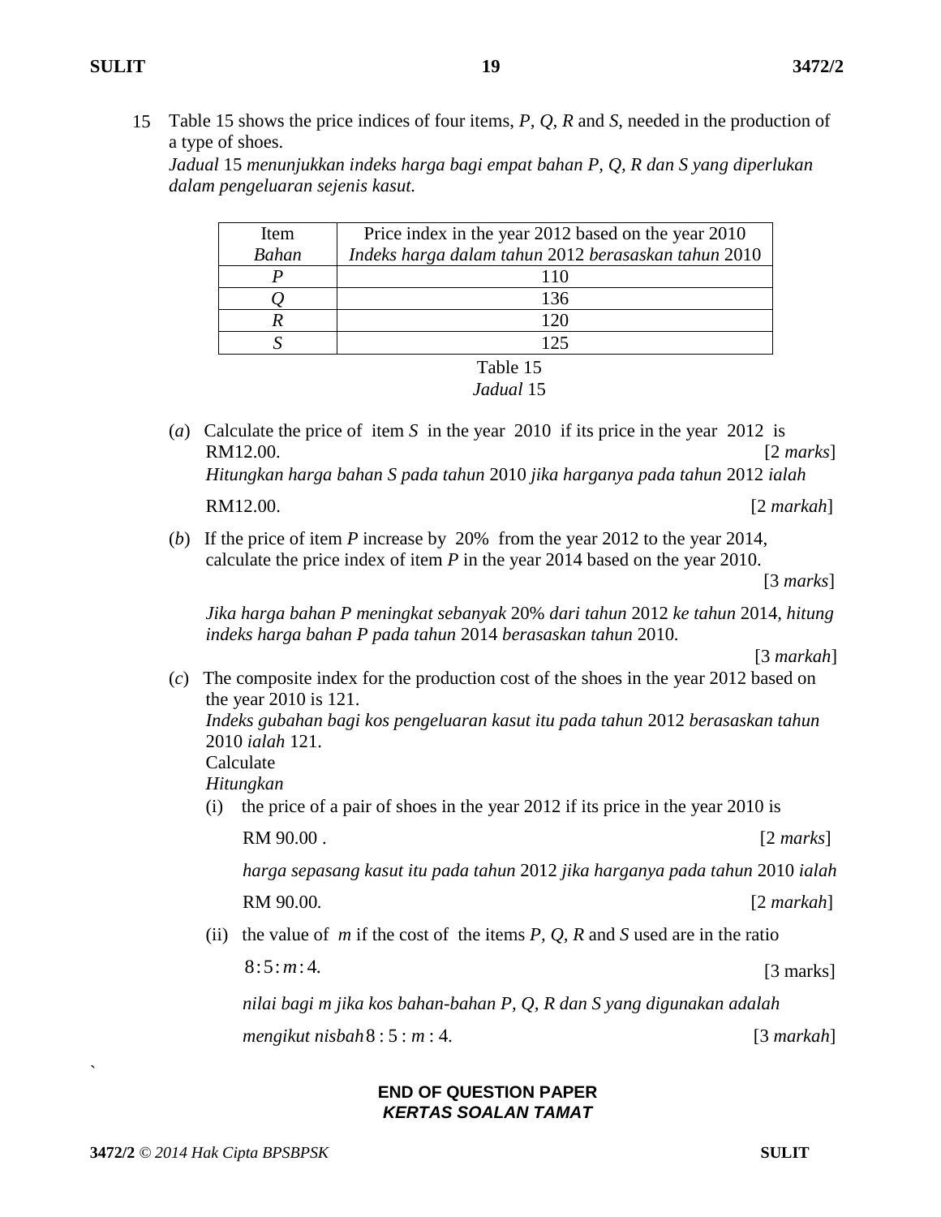15 Table 15 shows the price indices of four items, $P$, $Q$, $R$ and $S$, needed in the production of a type of shoes.
*Jadual* 15 *menunjukkan indeks harga bagi empat bahan P, Q, R dan S yang diperlukan dalam pengeluaran sejenis kasut.*

| Item<br>*Bahan* | Price index in the year 2012 based on the year 2010<br>*Indeks harga dalam tahun* 2012 *berasaskan tahun* 2010 |
|---|---|
| $P$ | 110 |
| $Q$ | 136 |
| $R$ | 120 |
| $S$ | 125 |

Table 15
*Jadual* 15

(*a*) Calculate the price of item $S$ in the year 2010 if its price in the year 2012 is RM12.00. [2 *marks*]
*Hitungkan harga bahan S pada tahun* 2010 *jika harganya pada tahun* 2012 *ialah* RM12.00. [2 *markah*]

(*b*) If the price of item $P$ increase by 20% from the year 2012 to the year 2014, calculate the price index of item $P$ in the year 2014 based on the year 2010. [3 *marks*]

*Jika harga bahan P meningkat sebanyak* 20% *dari tahun* 2012 *ke tahun* 2014, *hitung indeks harga bahan P pada tahun* 2014 *berasaskan tahun* 2010. [3 *markah*]

(*c*) The composite index for the production cost of the shoes in the year 2012 based on the year 2010 is 121.
*Indeks gubahan bagi kos pengeluaran kasut itu pada tahun* 2012 *berasaskan tahun* 2010 *ialah* 121.
Calculate
*Hitungkan*

(i) the price of a pair of shoes in the year 2012 if its price in the year 2010 is RM 90.00 . [2 *marks*]
*harga sepasang kasut itu pada tahun* 2012 *jika harganya pada tahun* 2010 *ialah* RM 90.00. [2 *markah*]

(ii) the value of $m$ if the cost of the items $P$, $Q$, $R$ and $S$ used are in the ratio $8:5:m:4$. [3 marks]
*nilai bagi m jika kos bahan-bahan P, Q, R dan S yang digunakan adalah mengikut nisbah* $8:5:m:4$. [3 *markah*]

**END OF QUESTION PAPER**
***KERTAS SOALAN TAMAT***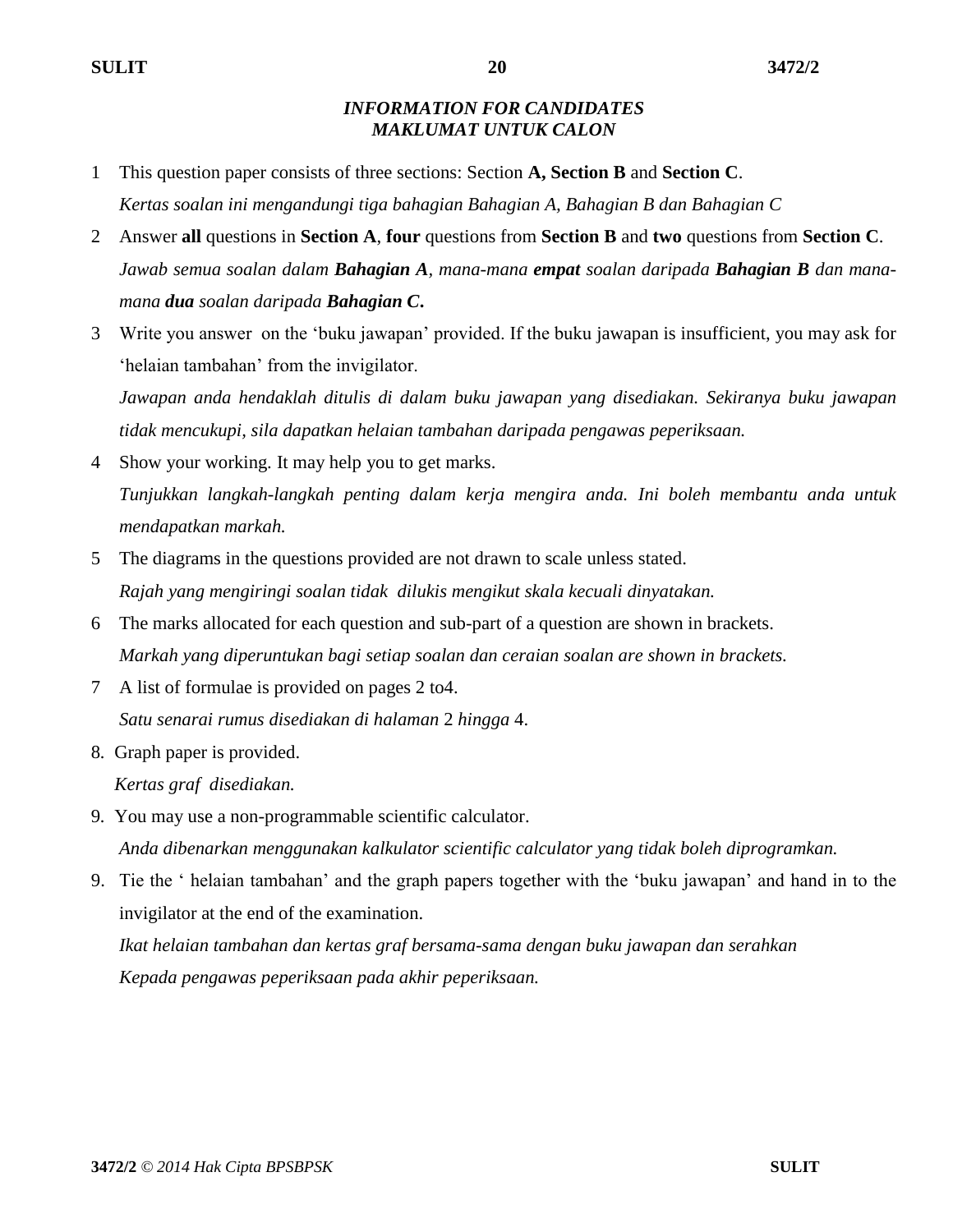## *INFORMATION FOR CANDIDATES*
## *MAKLUMAT UNTUK CALON*

1. This question paper consists of three sections: Section **A, Section B** and **Section C**.
   *Kertas soalan ini mengandungi tiga bahagian Bahagian A, Bahagian B dan Bahagian C*

2. Answer **all** questions in **Section A**, **four** questions from **Section B** and **two** questions from **Section C**.
   *Jawab semua soalan dalam **Bahagian A**, mana-mana **empat** soalan daripada **Bahagian B** dan mana-mana **dua** soalan daripada **Bahagian C.***

3. Write you answer on the 'buku jawapan' provided. If the buku jawapan is insufficient, you may ask for 'helaian tambahan' from the invigilator.
   *Jawapan anda hendaklah ditulis di dalam buku jawapan yang disediakan. Sekiranya buku jawapan tidak mencukupi, sila dapatkan helaian tambahan daripada pengawas peperiksaan.*

4. Show your working. It may help you to get marks.
   *Tunjukkan langkah-langkah penting dalam kerja mengira anda. Ini boleh membantu anda untuk mendapatkan markah.*

5. The diagrams in the questions provided are not drawn to scale unless stated.
   *Rajah yang mengiringi soalan tidak dilukis mengikut skala kecuali dinyatakan.*

6. The marks allocated for each question and sub-part of a question are shown in brackets.
   *Markah yang diperuntukan bagi setiap soalan dan ceraian soalan are shown in brackets.*

7. A list of formulae is provided on pages 2 to4.
   *Satu senarai rumus disediakan di halaman* 2 *hingga* 4.

8. Graph paper is provided.
   *Kertas graf disediakan.*

9. You may use a non-programmable scientific calculator.
   *Anda dibenarkan menggunakan kalkulator scientific calculator yang tidak boleh diprogramkan.*

9. Tie the ' helaian tambahan' and the graph papers together with the 'buku jawapan' and hand in to the invigilator at the end of the examination.
   *Ikat helaian tambahan dan kertas graf bersama-sama dengan buku jawapan dan serahkan Kepada pengawas peperiksaan pada akhir peperiksaan.*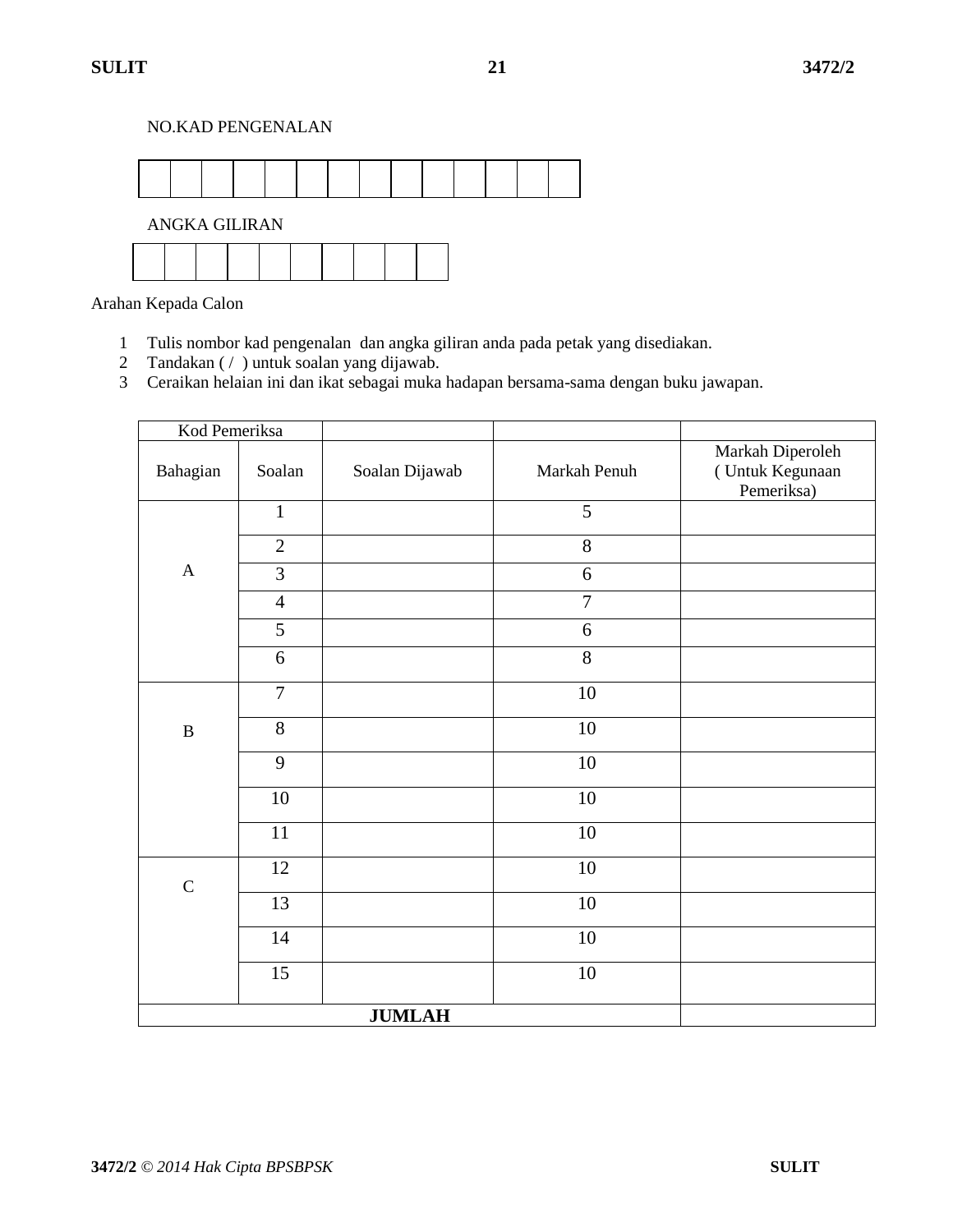NO.KAD PENGENALAN

| | | | | | | | | | | | | | |
|---|---|---|---|---|---|---|---|---|---|---|---|---|---|
| | | | | | | | | | | | | | |

ANGKA GILIRAN

| | | | | | | | | | |
|---|---|---|---|---|---|---|---|---|---|
| | | | | | | | | | |

Arahan Kepada Calon

1. Tulis nombor kad pengenalan dan angka giliran anda pada petak yang disediakan.
2. Tandakan ( / ) untuk soalan yang dijawab.
3. Ceraikan helaian ini dan ikat sebagai muka hadapan bersama-sama dengan buku jawapan.

| Kod Pemeriksa | | | | |
|---|---|---|---|---|
| Bahagian | Soalan | Soalan Dijawab | Markah Penuh | Markah Diperoleh ( Untuk Kegunaan Pemeriksa) |
| A | 1 | | 5 | |
| | 2 | | 8 | |
| | 3 | | 6 | |
| | 4 | | 7 | |
| | 5 | | 6 | |
| | 6 | | 8 | |
| B | 7 | | 10 | |
| | 8 | | 10 | |
| | 9 | | 10 | |
| | 10 | | 10 | |
| | 11 | | 10 | |
| C | 12 | | 10 | |
| | 13 | | 10 | |
| | 14 | | 10 | |
| | 15 | | 10 | |
| **JUMLAH** | | | | |

**3472/2** © *2014 Hak Cipta BPSBPSK*